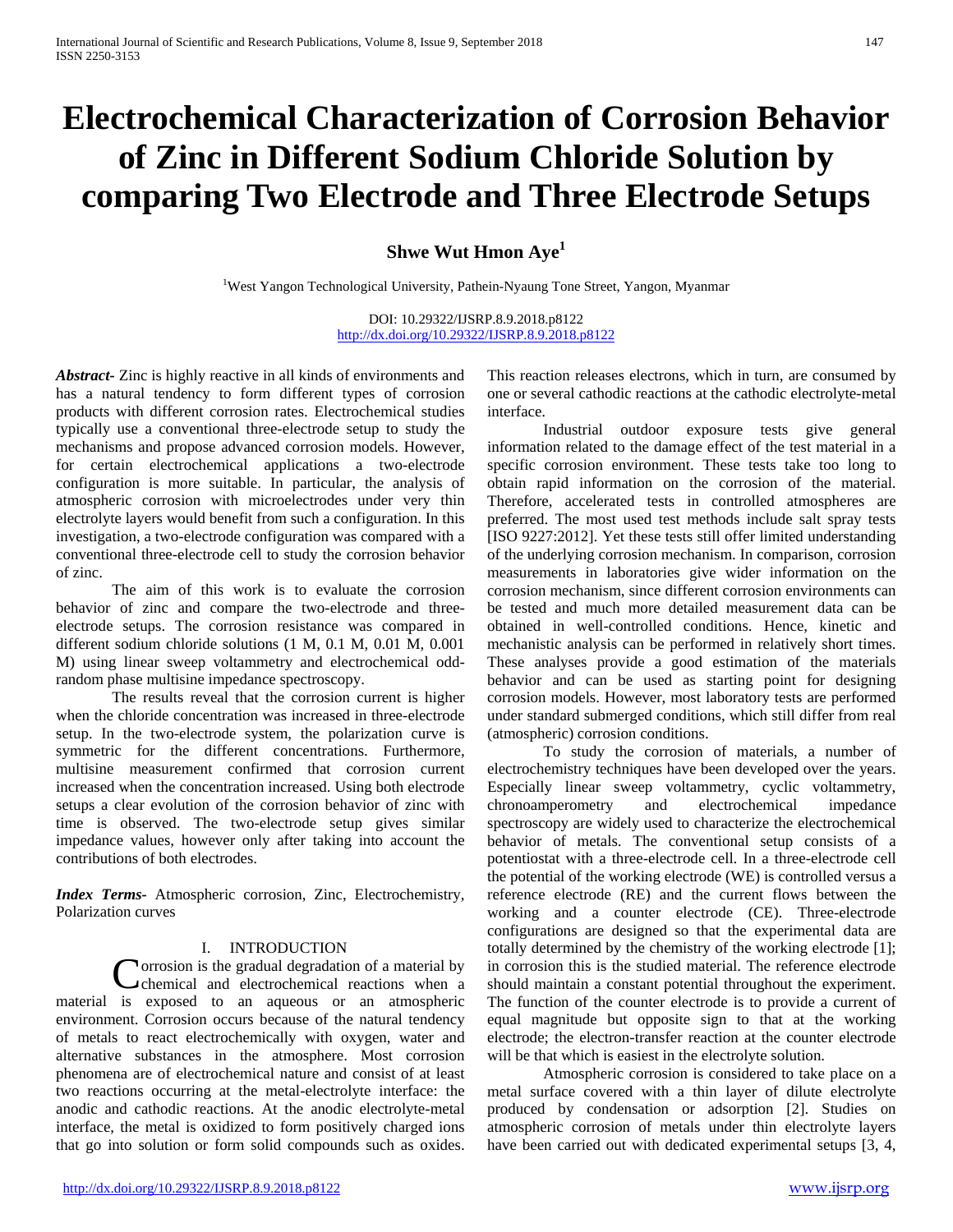# Electrochemical Characterization of Corrosion Behavior of Zinc in Different Sodium Chloride Solution by comparing Two Electrode and Three Electrode Setups

**Shwe Wut Hmon Aye[1]**

[1]West Yangon Technological University, Pathein-Nyaung Tone Street, Yangon, Myanmar

DOI: 10.29322/IJSRP.8.9.2018.p8122
http://dx.doi.org/10.29322/IJSRP.8.9.2018.p8122

***Abstract-*** Zinc is highly reactive in all kinds of environments and has a natural tendency to form different types of corrosion products with different corrosion rates. Electrochemical studies typically use a conventional three-electrode setup to study the mechanisms and propose advanced corrosion models. However, for certain electrochemical applications a two-electrode configuration is more suitable. In particular, the analysis of atmospheric corrosion with microelectrodes under very thin electrolyte layers would benefit from such a configuration. In this investigation, a two-electrode configuration was compared with a conventional three-electrode cell to study the corrosion behavior of zinc.

The aim of this work is to evaluate the corrosion behavior of zinc and compare the two-electrode and three-electrode setups. The corrosion resistance was compared in different sodium chloride solutions (1 M, 0.1 M, 0.01 M, 0.001 M) using linear sweep voltammetry and electrochemical odd-random phase multisine impedance spectroscopy.

The results reveal that the corrosion current is higher when the chloride concentration was increased in three-electrode setup. In the two-electrode system, the polarization curve is symmetric for the different concentrations. Furthermore, multisine measurement confirmed that corrosion current increased when the concentration increased. Using both electrode setups a clear evolution of the corrosion behavior of zinc with time is observed. The two-electrode setup gives similar impedance values, however only after taking into account the contributions of both electrodes.

***Index Terms-*** Atmospheric corrosion, Zinc, Electrochemistry, Polarization curves

## I. INTRODUCTION

Corrosion is the gradual degradation of a material by chemical and electrochemical reactions when a material is exposed to an aqueous or an atmospheric environment. Corrosion occurs because of the natural tendency of metals to react electrochemically with oxygen, water and alternative substances in the atmosphere. Most corrosion phenomena are of electrochemical nature and consist of at least two reactions occurring at the metal-electrolyte interface: the anodic and cathodic reactions. At the anodic electrolyte-metal interface, the metal is oxidized to form positively charged ions that go into solution or form solid compounds such as oxides. This reaction releases electrons, which in turn, are consumed by one or several cathodic reactions at the cathodic electrolyte-metal interface.

Industrial outdoor exposure tests give general information related to the damage effect of the test material in a specific corrosion environment. These tests take too long to obtain rapid information on the corrosion of the material. Therefore, accelerated tests in controlled atmospheres are preferred. The most used test methods include salt spray tests [ISO 9227:2012]. Yet these tests still offer limited understanding of the underlying corrosion mechanism. In comparison, corrosion measurements in laboratories give wider information on the corrosion mechanism, since different corrosion environments can be tested and much more detailed measurement data can be obtained in well-controlled conditions. Hence, kinetic and mechanistic analysis can be performed in relatively short times. These analyses provide a good estimation of the materials behavior and can be used as starting point for designing corrosion models. However, most laboratory tests are performed under standard submerged conditions, which still differ from real (atmospheric) corrosion conditions.

To study the corrosion of materials, a number of electrochemistry techniques have been developed over the years. Especially linear sweep voltammetry, cyclic voltammetry, chronoamperometry and electrochemical impedance spectroscopy are widely used to characterize the electrochemical behavior of metals. The conventional setup consists of a potentiostat with a three-electrode cell. In a three-electrode cell the potential of the working electrode (WE) is controlled versus a reference electrode (RE) and the current flows between the working and a counter electrode (CE). Three-electrode configurations are designed so that the experimental data are totally determined by the chemistry of the working electrode [1]; in corrosion this is the studied material. The reference electrode should maintain a constant potential throughout the experiment. The function of the counter electrode is to provide a current of equal magnitude but opposite sign to that at the working electrode; the electron-transfer reaction at the counter electrode will be that which is easiest in the electrolyte solution.

Atmospheric corrosion is considered to take place on a metal surface covered with a thin layer of dilute electrolyte produced by condensation or adsorption [2]. Studies on atmospheric corrosion of metals under thin electrolyte layers have been carried out with dedicated experimental setups [3, 4,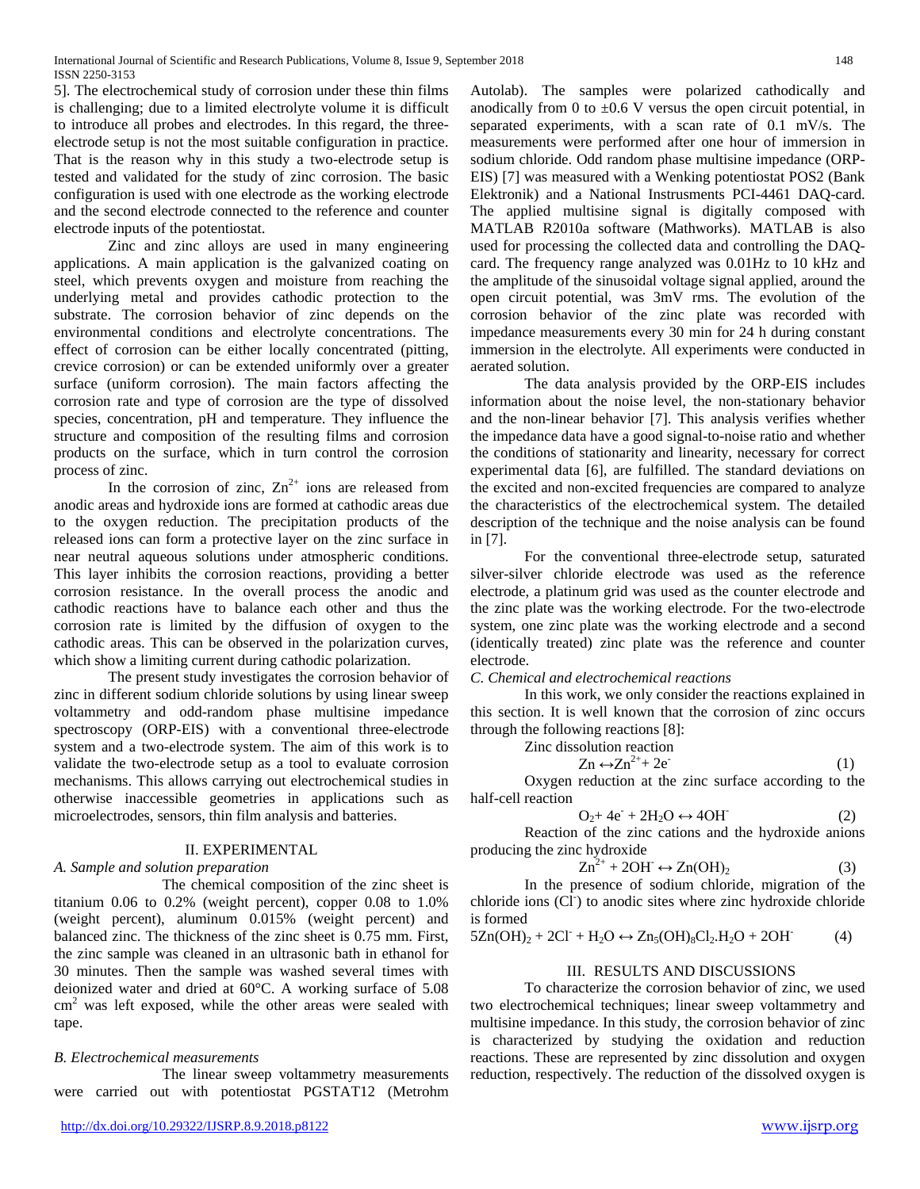5]. The electrochemical study of corrosion under these thin films is challenging; due to a limited electrolyte volume it is difficult to introduce all probes and electrodes. In this regard, the three-electrode setup is not the most suitable configuration in practice. That is the reason why in this study a two-electrode setup is tested and validated for the study of zinc corrosion. The basic configuration is used with one electrode as the working electrode and the second electrode connected to the reference and counter electrode inputs of the potentiostat.

Zinc and zinc alloys are used in many engineering applications. A main application is the galvanized coating on steel, which prevents oxygen and moisture from reaching the underlying metal and provides cathodic protection to the substrate. The corrosion behavior of zinc depends on the environmental conditions and electrolyte concentrations. The effect of corrosion can be either locally concentrated (pitting, crevice corrosion) or can be extended uniformly over a greater surface (uniform corrosion). The main factors affecting the corrosion rate and type of corrosion are the type of dissolved species, concentration, pH and temperature. They influence the structure and composition of the resulting films and corrosion products on the surface, which in turn control the corrosion process of zinc.

In the corrosion of zinc, $Zn^{2+}$ ions are released from anodic areas and hydroxide ions are formed at cathodic areas due to the oxygen reduction. The precipitation products of the released ions can form a protective layer on the zinc surface in near neutral aqueous solutions under atmospheric conditions. This layer inhibits the corrosion reactions, providing a better corrosion resistance. In the overall process the anodic and cathodic reactions have to balance each other and thus the corrosion rate is limited by the diffusion of oxygen to the cathodic areas. This can be observed in the polarization curves, which show a limiting current during cathodic polarization.

The present study investigates the corrosion behavior of zinc in different sodium chloride solutions by using linear sweep voltammetry and odd-random phase multisine impedance spectroscopy (ORP-EIS) with a conventional three-electrode system and a two-electrode system. The aim of this work is to validate the two-electrode setup as a tool to evaluate corrosion mechanisms. This allows carrying out electrochemical studies in otherwise inaccessible geometries in applications such as microelectrodes, sensors, thin film analysis and batteries.

## II. EXPERIMENTAL

### *A. Sample and solution preparation*

The chemical composition of the zinc sheet is titanium 0.06 to 0.2% (weight percent), copper 0.08 to 1.0% (weight percent), aluminum 0.015% (weight percent) and balanced zinc. The thickness of the zinc sheet is 0.75 mm. First, the zinc sample was cleaned in an ultrasonic bath in ethanol for 30 minutes. Then the sample was washed several times with deionized water and dried at 60°C. A working surface of 5.08 $cm^2$ was left exposed, while the other areas were sealed with tape.

### *B. Electrochemical measurements*

The linear sweep voltammetry measurements were carried out with potentiostat PGSTAT12 (Metrohm Autolab). The samples were polarized cathodically and anodically from 0 to ±0.6 V versus the open circuit potential, in separated experiments, with a scan rate of 0.1 mV/s. The measurements were performed after one hour of immersion in sodium chloride. Odd random phase multisine impedance (ORP-EIS) [7] was measured with a Wenking potentiostat POS2 (Bank Elektronik) and a National Instrusments PCI-4461 DAQ-card. The applied multisine signal is digitally composed with MATLAB R2010a software (Mathworks). MATLAB is also used for processing the collected data and controlling the DAQ-card. The frequency range analyzed was 0.01Hz to 10 kHz and the amplitude of the sinusoidal voltage signal applied, around the open circuit potential, was 3mV rms. The evolution of the corrosion behavior of the zinc plate was recorded with impedance measurements every 30 min for 24 h during constant immersion in the electrolyte. All experiments were conducted in aerated solution.

The data analysis provided by the ORP-EIS includes information about the noise level, the non-stationary behavior and the non-linear behavior [7]. This analysis verifies whether the impedance data have a good signal-to-noise ratio and whether the conditions of stationarity and linearity, necessary for correct experimental data [6], are fulfilled. The standard deviations on the excited and non-excited frequencies are compared to analyze the characteristics of the electrochemical system. The detailed description of the technique and the noise analysis can be found in [7].

For the conventional three-electrode setup, saturated silver-silver chloride electrode was used as the reference electrode, a platinum grid was used as the counter electrode and the zinc plate was the working electrode. For the two-electrode system, one zinc plate was the working electrode and a second (identically treated) zinc plate was the reference and counter electrode.

### *C. Chemical and electrochemical reactions*

In this work, we only consider the reactions explained in this section. It is well known that the corrosion of zinc occurs through the following reactions [8]:

Zinc dissolution reaction

$$Zn \leftrightarrow Zn^{2+} + 2e^- \quad (1)$$

Oxygen reduction at the zinc surface according to the half-cell reaction

$$O_2 + 4e^- + 2H_2O \leftrightarrow 4OH^- \quad (2)$$

Reaction of the zinc cations and the hydroxide anions producing the zinc hydroxide

$$Zn^{2+} + 2OH^- \leftrightarrow Zn(OH)_2 \quad (3)$$

In the presence of sodium chloride, migration of the chloride ions ($Cl^-$) to anodic sites where zinc hydroxide chloride is formed

$$5Zn(OH)_2 + 2Cl^- + H_2O \leftrightarrow Zn_5(OH)_8Cl_2.H_2O + 2OH^- \quad (4)$$

## III. RESULTS AND DISCUSSIONS

To characterize the corrosion behavior of zinc, we used two electrochemical techniques; linear sweep voltammetry and multisine impedance. In this study, the corrosion behavior of zinc is characterized by studying the oxidation and reduction reactions. These are represented by zinc dissolution and oxygen reduction, respectively. The reduction of the dissolved oxygen is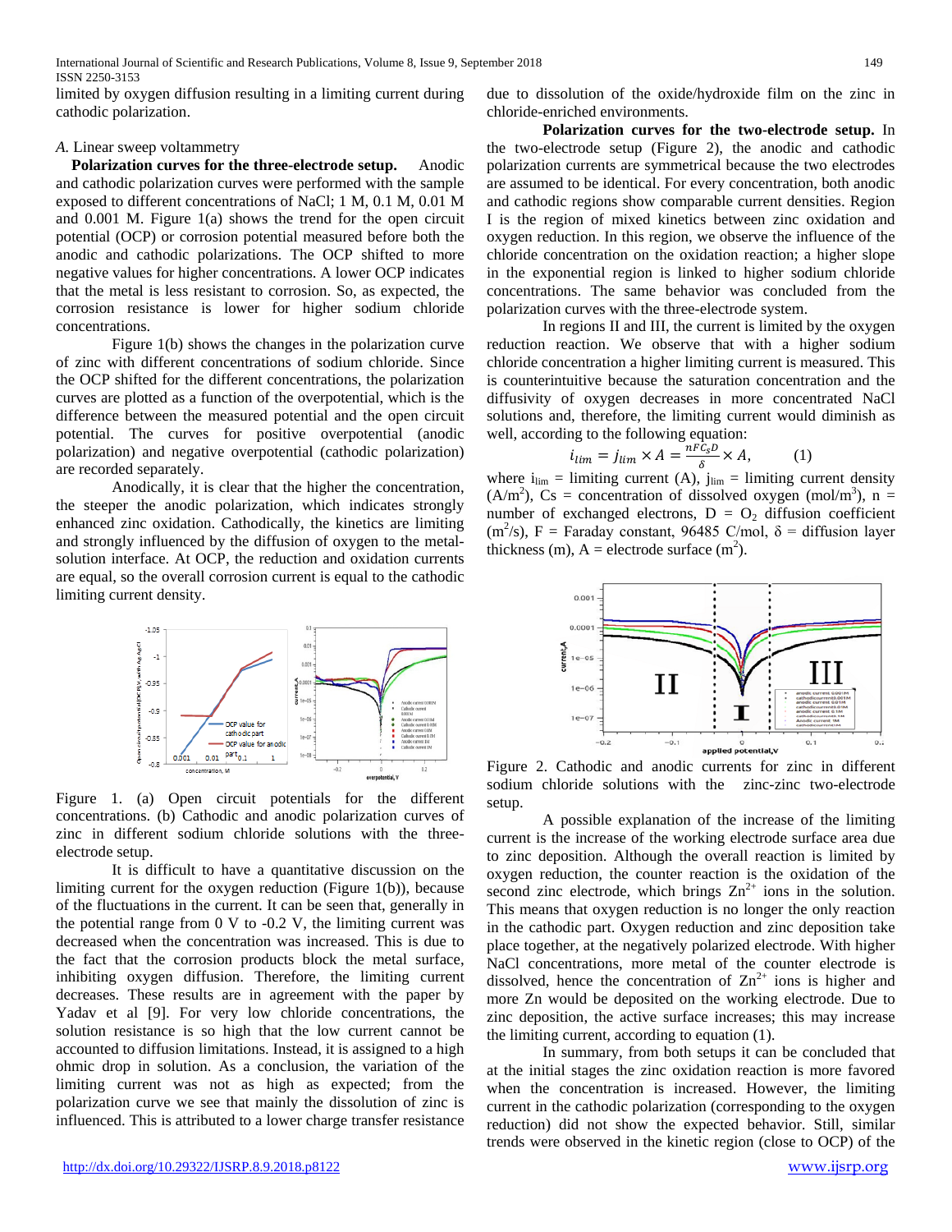limited by oxygen diffusion resulting in a limiting current during cathodic polarization.

*A.* Linear sweep voltammetry

**Polarization curves for the three-electrode setup.** Anodic and cathodic polarization curves were performed with the sample exposed to different concentrations of NaCl; 1 M, 0.1 M, 0.01 M and 0.001 M. Figure 1(a) shows the trend for the open circuit potential (OCP) or corrosion potential measured before both the anodic and cathodic polarizations. The OCP shifted to more negative values for higher concentrations. A lower OCP indicates that the metal is less resistant to corrosion. So, as expected, the corrosion resistance is lower for higher sodium chloride concentrations.

Figure 1(b) shows the changes in the polarization curve of zinc with different concentrations of sodium chloride. Since the OCP shifted for the different concentrations, the polarization curves are plotted as a function of the overpotential, which is the difference between the measured potential and the open circuit potential. The curves for positive overpotential (anodic polarization) and negative overpotential (cathodic polarization) are recorded separately.

Anodically, it is clear that the higher the concentration, the steeper the anodic polarization, which indicates strongly enhanced zinc oxidation. Cathodically, the kinetics are limiting and strongly influenced by the diffusion of oxygen to the metal-solution interface. At OCP, the reduction and oxidation currents are equal, so the overall corrosion current is equal to the cathodic limiting current density.

Figure 1. (a) Open circuit potentials for the different concentrations. (b) Cathodic and anodic polarization curves of zinc in different sodium chloride solutions with the three-electrode setup.

It is difficult to have a quantitative discussion on the limiting current for the oxygen reduction (Figure 1(b)), because of the fluctuations in the current. It can be seen that, generally in the potential range from 0 V to -0.2 V, the limiting current was decreased when the concentration was increased. This is due to the fact that the corrosion products block the metal surface, inhibiting oxygen diffusion. Therefore, the limiting current decreases. These results are in agreement with the paper by Yadav et al [9]. For very low chloride concentrations, the solution resistance is so high that the low current cannot be accounted to diffusion limitations. Instead, it is assigned to a high ohmic drop in solution. As a conclusion, the variation of the limiting current was not as high as expected; from the polarization curve we see that mainly the dissolution of zinc is influenced. This is attributed to a lower charge transfer resistance due to dissolution of the oxide/hydroxide film on the zinc in chloride-enriched environments.

**Polarization curves for the two-electrode setup.** In the two-electrode setup (Figure 2), the anodic and cathodic polarization currents are symmetrical because the two electrodes are assumed to be identical. For every concentration, both anodic and cathodic regions show comparable current densities. Region I is the region of mixed kinetics between zinc oxidation and oxygen reduction. In this region, we observe the influence of the chloride concentration on the oxidation reaction; a higher slope in the exponential region is linked to higher sodium chloride concentrations. The same behavior was concluded from the polarization curves with the three-electrode system.

In regions II and III, the current is limited by the oxygen reduction reaction. We observe that with a higher sodium chloride concentration a higher limiting current is measured. This is counterintuitive because the saturation concentration and the diffusivity of oxygen decreases in more concentrated NaCl solutions and, therefore, the limiting current would diminish as well, according to the following equation:

$$i_{lim} = j_{lim} \times A = \frac{nFC_sD}{\delta} \times A, \qquad (1)$$

where $i_{lim}$ = limiting current (A), $j_{lim}$ = limiting current density ($A/m^2$), Cs = concentration of dissolved oxygen ($mol/m^3$), n = number of exchanged electrons, D = $O_2$ diffusion coefficient ($m^2/s$), F = Faraday constant, 96485 C/mol, $\delta$ = diffusion layer thickness (m), A = electrode surface ($m^2$).

Figure 2. Cathodic and anodic currents for zinc in different sodium chloride solutions with the zinc-zinc two-electrode setup.

A possible explanation of the increase of the limiting current is the increase of the working electrode surface area due to zinc deposition. Although the overall reaction is limited by oxygen reduction, the counter reaction is the oxidation of the second zinc electrode, which brings $Zn^{2+}$ ions in the solution. This means that oxygen reduction is no longer the only reaction in the cathodic part. Oxygen reduction and zinc deposition take place together, at the negatively polarized electrode. With higher NaCl concentrations, more metal of the counter electrode is dissolved, hence the concentration of $Zn^{2+}$ ions is higher and more Zn would be deposited on the working electrode. Due to zinc deposition, the active surface increases; this may increase the limiting current, according to equation (1).

In summary, from both setups it can be concluded that at the initial stages the zinc oxidation reaction is more favored when the concentration is increased. However, the limiting current in the cathodic polarization (corresponding to the oxygen reduction) did not show the expected behavior. Still, similar trends were observed in the kinetic region (close to OCP) of the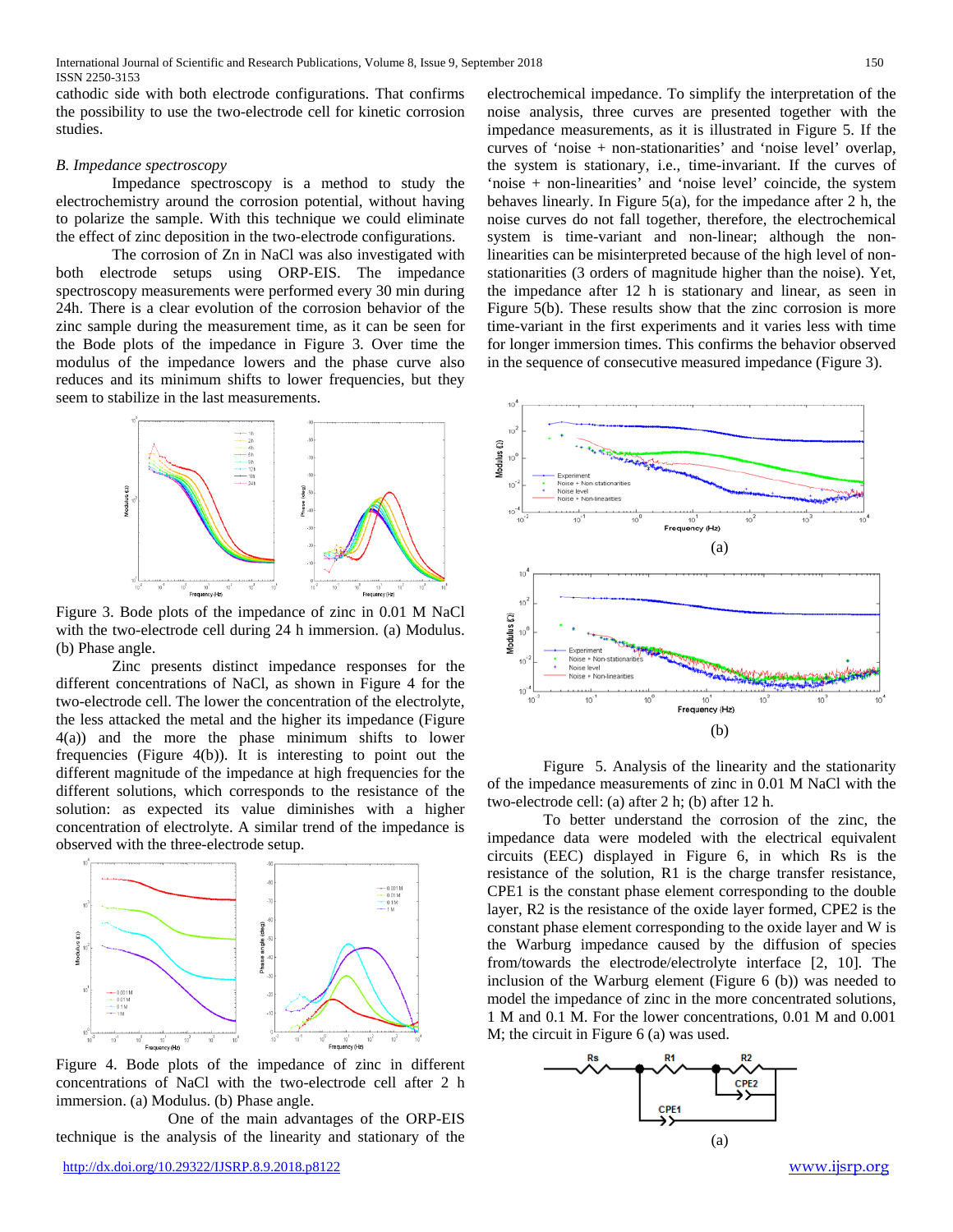cathodic side with both electrode configurations. That confirms the possibility to use the two-electrode cell for kinetic corrosion studies.

### *B. Impedance spectroscopy*

Impedance spectroscopy is a method to study the electrochemistry around the corrosion potential, without having to polarize the sample. With this technique we could eliminate the effect of zinc deposition in the two-electrode configurations.

The corrosion of Zn in NaCl was also investigated with both electrode setups using ORP-EIS. The impedance spectroscopy measurements were performed every 30 min during 24h. There is a clear evolution of the corrosion behavior of the zinc sample during the measurement time, as it can be seen for the Bode plots of the impedance in Figure 3. Over time the modulus of the impedance lowers and the phase curve also reduces and its minimum shifts to lower frequencies, but they seem to stabilize in the last measurements.

Figure 3. Bode plots of the impedance of zinc in 0.01 M NaCl with the two-electrode cell during 24 h immersion. (a) Modulus. (b) Phase angle.

Zinc presents distinct impedance responses for the different concentrations of NaCl, as shown in Figure 4 for the two-electrode cell. The lower the concentration of the electrolyte, the less attacked the metal and the higher its impedance (Figure 4(a)) and the more the phase minimum shifts to lower frequencies (Figure 4(b)). It is interesting to point out the different magnitude of the impedance at high frequencies for the different solutions, which corresponds to the resistance of the solution: as expected its value diminishes with a higher concentration of electrolyte. A similar trend of the impedance is observed with the three-electrode setup.

Figure 4. Bode plots of the impedance of zinc in different concentrations of NaCl with the two-electrode cell after 2 h immersion. (a) Modulus. (b) Phase angle.

One of the main advantages of the ORP-EIS technique is the analysis of the linearity and stationary of the electrochemical impedance. To simplify the interpretation of the noise analysis, three curves are presented together with the impedance measurements, as it is illustrated in Figure 5. If the curves of 'noise + non-stationarities' and 'noise level' overlap, the system is stationary, i.e., time-invariant. If the curves of 'noise + non-linearities' and 'noise level' coincide, the system behaves linearly. In Figure 5(a), for the impedance after 2 h, the noise curves do not fall together, therefore, the electrochemical system is time-variant and non-linear; although the non-linearities can be misinterpreted because of the high level of non-stationarities (3 orders of magnitude higher than the noise). Yet, the impedance after 12 h is stationary and linear, as seen in Figure 5(b). These results show that the zinc corrosion is more time-variant in the first experiments and it varies less with time for longer immersion times. This confirms the behavior observed in the sequence of consecutive measured impedance (Figure 3).

(a)

(b)

Figure 5. Analysis of the linearity and the stationarity of the impedance measurements of zinc in 0.01 M NaCl with the two-electrode cell: (a) after 2 h; (b) after 12 h.

To better understand the corrosion of the zinc, the impedance data were modeled with the electrical equivalent circuits (EEC) displayed in Figure 6, in which Rs is the resistance of the solution, R1 is the charge transfer resistance, CPE1 is the constant phase element corresponding to the double layer, R2 is the resistance of the oxide layer formed, CPE2 is the constant phase element corresponding to the oxide layer and W is the Warburg impedance caused by the diffusion of species from/towards the electrode/electrolyte interface [2, 10]. The inclusion of the Warburg element (Figure 6 (b)) was needed to model the impedance of zinc in the more concentrated solutions, 1 M and 0.1 M. For the lower concentrations, 0.01 M and 0.001 M; the circuit in Figure 6 (a) was used.

(a)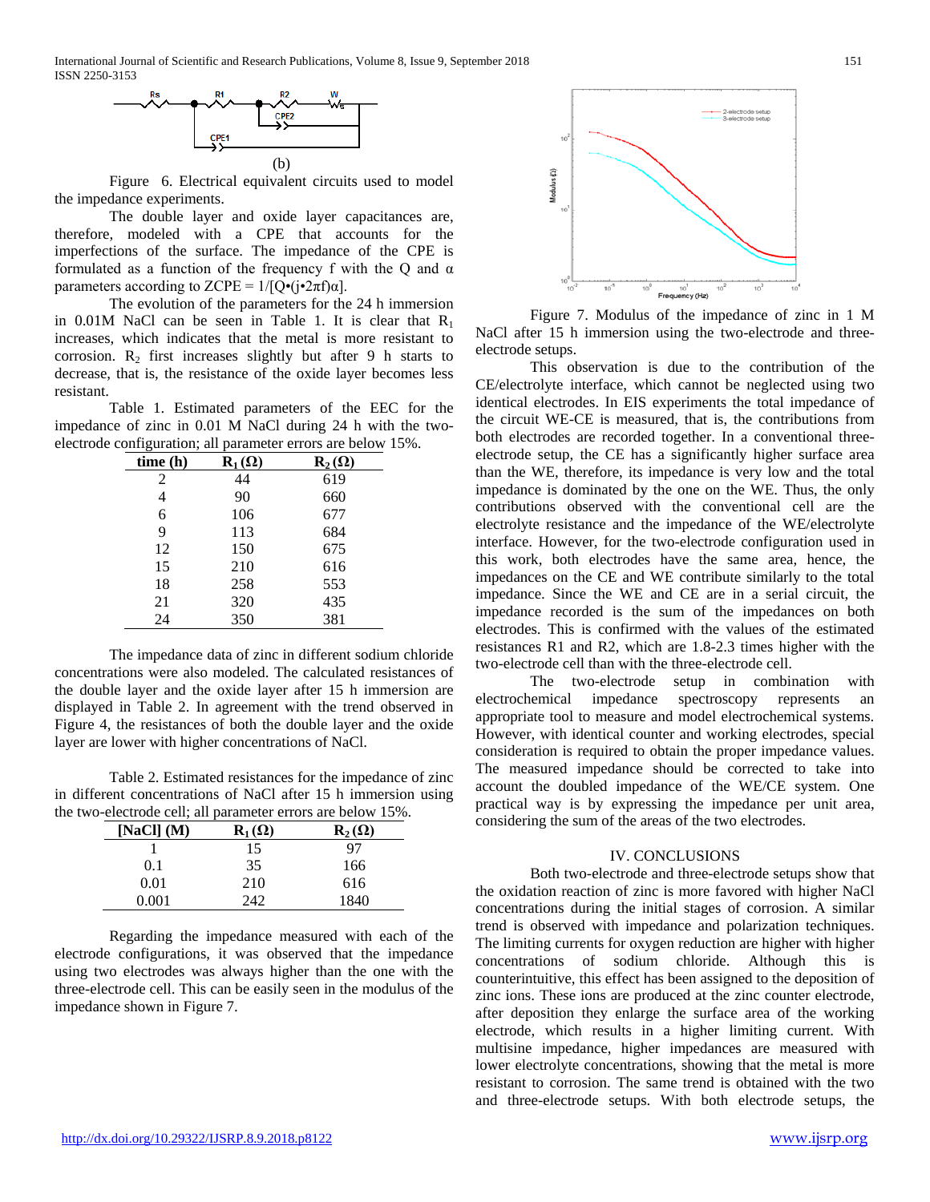(b)

Figure 6. Electrical equivalent circuits used to model the impedance experiments.

The double layer and oxide layer capacitances are, therefore, modeled with a CPE that accounts for the imperfections of the surface. The impedance of the CPE is formulated as a function of the frequency f with the Q and α parameters according to $Z_{CPE} = 1/[Q \cdot (j \cdot 2\pi f)\alpha]$.

The evolution of the parameters for the 24 h immersion in 0.01M NaCl can be seen in Table 1. It is clear that $R_1$ increases, which indicates that the metal is more resistant to corrosion. $R_2$ first increases slightly but after 9 h starts to decrease, that is, the resistance of the oxide layer becomes less resistant.

Table 1. Estimated parameters of the EEC for the impedance of zinc in 0.01 M NaCl during 24 h with the two-electrode configuration; all parameter errors are below 15%.

| time (h) | $R_1$ (Ω) | $R_2$ (Ω) |
|---|---|---|
| 2 | 44 | 619 |
| 4 | 90 | 660 |
| 6 | 106 | 677 |
| 9 | 113 | 684 |
| 12 | 150 | 675 |
| 15 | 210 | 616 |
| 18 | 258 | 553 |
| 21 | 320 | 435 |
| 24 | 350 | 381 |

The impedance data of zinc in different sodium chloride concentrations were also modeled. The calculated resistances of the double layer and the oxide layer after 15 h immersion are displayed in Table 2. In agreement with the trend observed in Figure 4, the resistances of both the double layer and the oxide layer are lower with higher concentrations of NaCl.

Table 2. Estimated resistances for the impedance of zinc in different concentrations of NaCl after 15 h immersion using the two-electrode cell; all parameter errors are below 15%.

| [NaCl] (M) | $R_1$ (Ω) | $R_2$ (Ω) |
|---|---|---|
| 1 | 15 | 97 |
| 0.1 | 35 | 166 |
| 0.01 | 210 | 616 |
| 0.001 | 242 | 1840 |

Regarding the impedance measured with each of the electrode configurations, it was observed that the impedance using two electrodes was always higher than the one with the three-electrode cell. This can be easily seen in the modulus of the impedance shown in Figure 7.

Figure 7. Modulus of the impedance of zinc in 1 M NaCl after 15 h immersion using the two-electrode and three-electrode setups.

This observation is due to the contribution of the CE/electrolyte interface, which cannot be neglected using two identical electrodes. In EIS experiments the total impedance of the circuit WE-CE is measured, that is, the contributions from both electrodes are recorded together. In a conventional three-electrode setup, the CE has a significantly higher surface area than the WE, therefore, its impedance is very low and the total impedance is dominated by the one on the WE. Thus, the only contributions observed with the conventional cell are the electrolyte resistance and the impedance of the WE/electrolyte interface. However, for the two-electrode configuration used in this work, both electrodes have the same area, hence, the impedances on the CE and WE contribute similarly to the total impedance. Since the WE and CE are in a serial circuit, the impedance recorded is the sum of the impedances on both electrodes. This is confirmed with the values of the estimated resistances R1 and R2, which are 1.8-2.3 times higher with the two-electrode cell than with the three-electrode cell.

The two-electrode setup in combination with electrochemical impedance spectroscopy represents an appropriate tool to measure and model electrochemical systems. However, with identical counter and working electrodes, special consideration is required to obtain the proper impedance values. The measured impedance should be corrected to take into account the doubled impedance of the WE/CE system. One practical way is by expressing the impedance per unit area, considering the sum of the areas of the two electrodes.

## IV. CONCLUSIONS

Both two-electrode and three-electrode setups show that the oxidation reaction of zinc is more favored with higher NaCl concentrations during the initial stages of corrosion. A similar trend is observed with impedance and polarization techniques. The limiting currents for oxygen reduction are higher with higher concentrations of sodium chloride. Although this is counterintuitive, this effect has been assigned to the deposition of zinc ions. These ions are produced at the zinc counter electrode, after deposition they enlarge the surface area of the working electrode, which results in a higher limiting current. With multisine impedance, higher impedances are measured with lower electrolyte concentrations, showing that the metal is more resistant to corrosion. The same trend is obtained with the two and three-electrode setups. With both electrode setups, the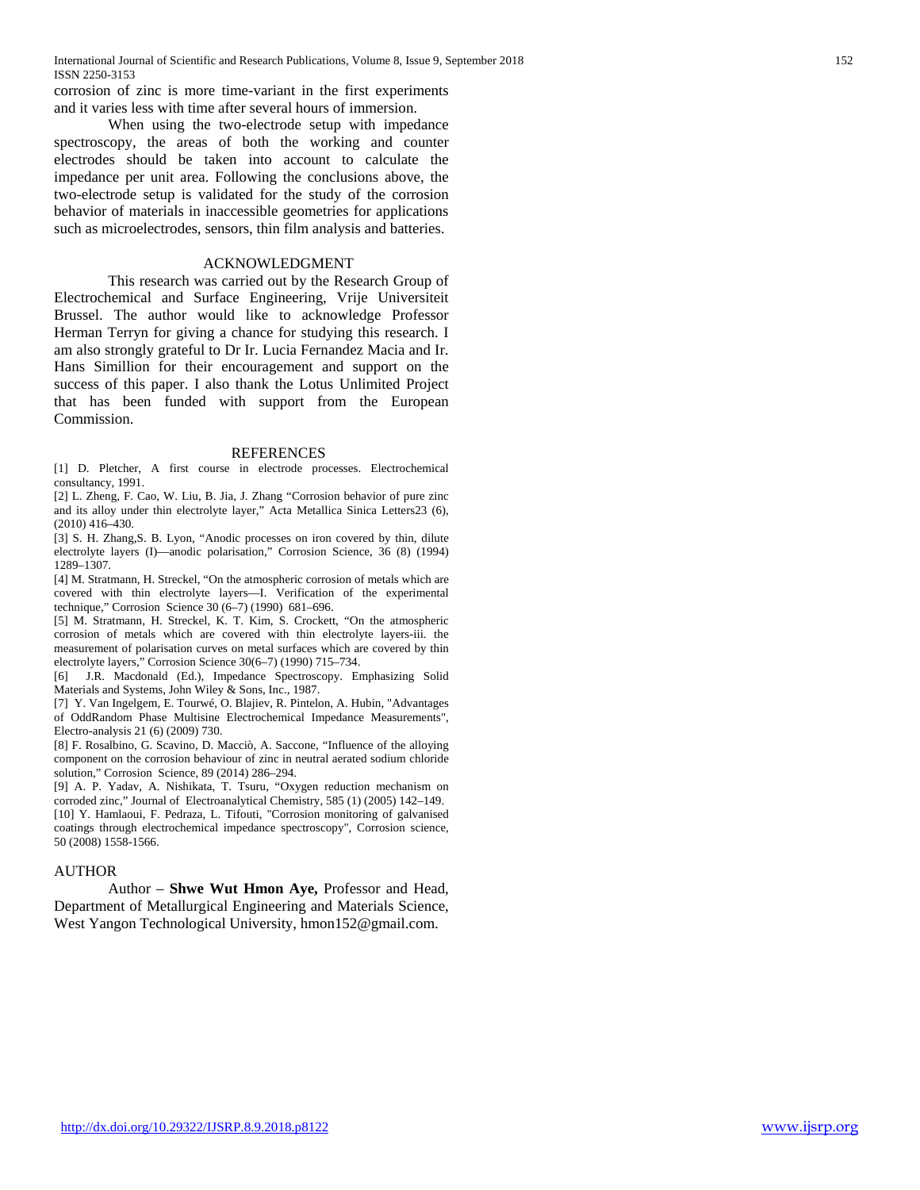corrosion of zinc is more time-variant in the first experiments and it varies less with time after several hours of immersion.

When using the two-electrode setup with impedance spectroscopy, the areas of both the working and counter electrodes should be taken into account to calculate the impedance per unit area. Following the conclusions above, the two-electrode setup is validated for the study of the corrosion behavior of materials in inaccessible geometries for applications such as microelectrodes, sensors, thin film analysis and batteries.

## ACKNOWLEDGMENT

This research was carried out by the Research Group of Electrochemical and Surface Engineering, Vrije Universiteit Brussel. The author would like to acknowledge Professor Herman Terryn for giving a chance for studying this research. I am also strongly grateful to Dr Ir. Lucia Fernandez Macia and Ir. Hans Simillion for their encouragement and support on the success of this paper. I also thank the Lotus Unlimited Project that has been funded with support from the European Commission.

## REFERENCES

[1] D. Pletcher, A first course in electrode processes. Electrochemical consultancy, 1991.

[2] L. Zheng, F. Cao, W. Liu, B. Jia, J. Zhang "Corrosion behavior of pure zinc and its alloy under thin electrolyte layer," Acta Metallica Sinica Letters23 (6), (2010) 416–430.

[3] S. H. Zhang,S. B. Lyon, "Anodic processes on iron covered by thin, dilute electrolyte layers (I)—anodic polarisation," Corrosion Science, 36 (8) (1994) 1289–1307.

[4] M. Stratmann, H. Streckel, "On the atmospheric corrosion of metals which are covered with thin electrolyte layers—I. Verification of the experimental technique," Corrosion Science 30 (6–7) (1990) 681–696.

[5] M. Stratmann, H. Streckel, K. T. Kim, S. Crockett, "On the atmospheric corrosion of metals which are covered with thin electrolyte layers-iii. the measurement of polarisation curves on metal surfaces which are covered by thin electrolyte layers," Corrosion Science 30(6–7) (1990) 715–734.

[6] J.R. Macdonald (Ed.), Impedance Spectroscopy. Emphasizing Solid Materials and Systems, John Wiley & Sons, Inc., 1987.

[7] Y. Van Ingelgem, E. Tourwé, O. Blajiev, R. Pintelon, A. Hubin, "Advantages of OddRandom Phase Multisine Electrochemical Impedance Measurements", Electro-analysis 21 (6) (2009) 730.

[8] F. Rosalbino, G. Scavino, D. Macciò, A. Saccone, "Influence of the alloying component on the corrosion behaviour of zinc in neutral aerated sodium chloride solution," Corrosion Science, 89 (2014) 286–294.

[9] A. P. Yadav, A. Nishikata, T. Tsuru, "Oxygen reduction mechanism on corroded zinc," Journal of Electroanalytical Chemistry, 585 (1) (2005) 142–149.

[10] Y. Hamlaoui, F. Pedraza, L. Tifouti, "Corrosion monitoring of galvanised coatings through electrochemical impedance spectroscopy", Corrosion science, 50 (2008) 1558-1566.

## AUTHOR

Author – **Shwe Wut Hmon Aye,** Professor and Head, Department of Metallurgical Engineering and Materials Science, West Yangon Technological University, hmon152@gmail.com.